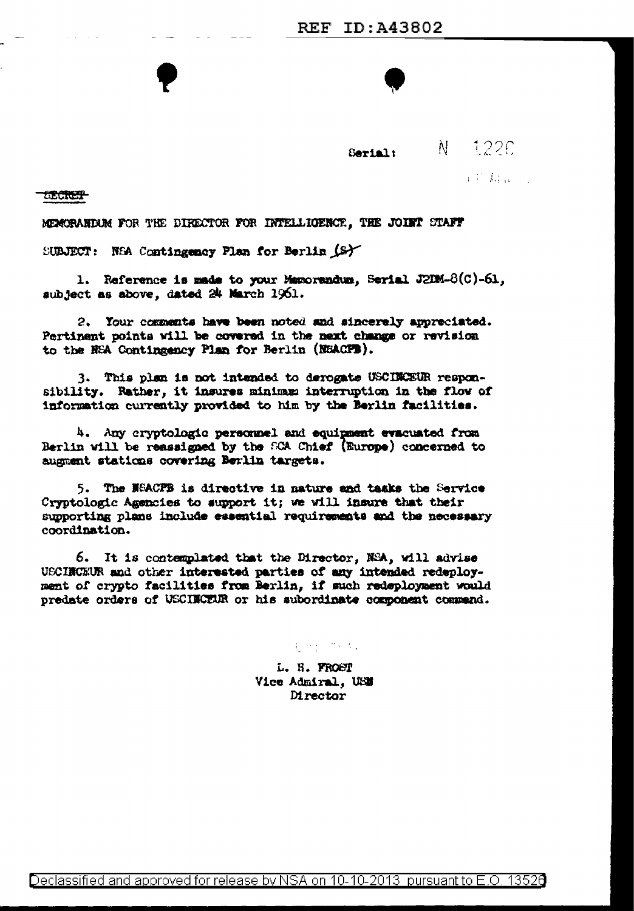REF ID:A43802

Serial: N 1220

SECRET

MEMORANDUM FOR THE DIRECTOR FOR INTELLIGENCE, THE JOINT STAFF

SUBJECT: NSA Contingency Plan for Berlin (S)

1. Reference is made to your Memorandum, Serial J2DM-8(C)-61, subject as above, dated 24 March 1961.

2. Your comments have been noted and sincerely appreciated. Pertinent points will be covered in the next change or revision to the NSA Contingency Plan for Berlin (NSACPB).

3. This plan is not intended to derogate USCINCEUR responsibility. Rather, it insures minimum interruption in the flow of information currently provided to him by the Berlin facilities.

4. Any cryptologic personnel and equipment evacuated from Berlin will be reassigned by the SCA Chief (Europe) concerned to augment stations covering Berlin targets.

5. The NSACPB is directive in nature and tasks the Service Cryptologic Agencies to support it; we will insure that their supporting plans include essential requirements and the necessary coordination.

6. It is contemplated that the Director, NSA, will advise USCINCEUR and other interested parties of any intended redeployment of crypto facilities from Berlin, if such redeployment would predate orders of USCINCEUR or his subordinate component command.

L. H. FROST
Vice Admiral, USN
Director

Declassified and approved for release by NSA on 10-10-2013 pursuant to E.O. 13526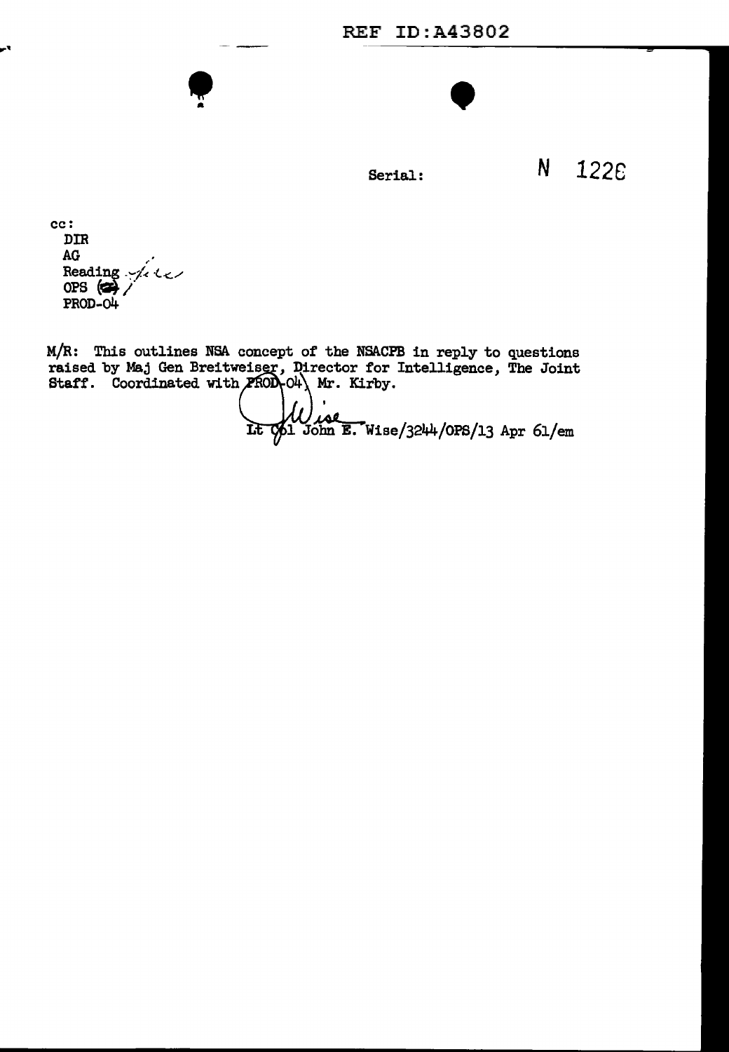Serial: N 1228

cc:
DIR
AG
Reading file
OPS (2) /
PROD-04

M/R: This outlines NSA concept of the NSACPB in reply to questions raised by Maj Gen Breitweiser, Director for Intelligence, The Joint Staff. Coordinated with PROD-04 Mr. Kirby.

Wise
Lt Col John E. Wise/3244/OPS/13 Apr 61/em